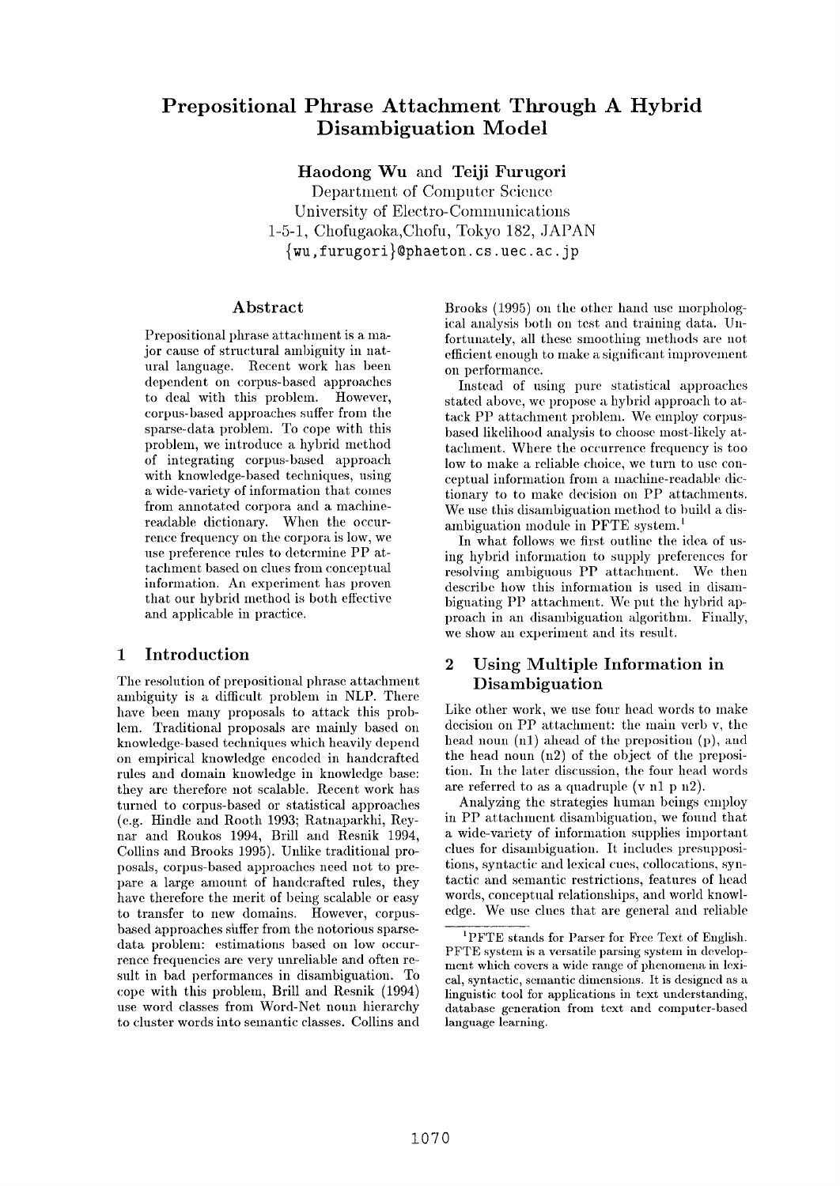# Prepositional Phrase Attachment Through A Hybrid Disambiguation Model

**Haodong Wu** and **Teiji Furugori**

Department of Computer Science
University of Electro-Communications
1-5-1, Chofugaoka,Chofu, Tokyo 182, JAPAN
{wu,furugori}@phaeton.cs.uec.ac.jp

## Abstract

Prepositional phrase attachment is a major cause of structural ambiguity in natural language. Recent work has been dependent on corpus-based approaches to deal with this problem. However, corpus-based approaches suffer from the sparse-data problem. To cope with this problem, we introduce a hybrid method of integrating corpus-based approach with knowledge-based techniques, using a wide-variety of information that comes from annotated corpora and a machine-readable dictionary. When the occurrence frequency on the corpora is low, we use preference rules to determine PP attachment based on clues from conceptual information. An experiment has proven that our hybrid method is both effective and applicable in practice.

## 1 Introduction

The resolution of prepositional phrase attachment ambiguity is a difficult problem in NLP. There have been many proposals to attack this problem. Traditional proposals are mainly based on knowledge-based techniques which heavily depend on empirical knowledge encoded in handcrafted rules and domain knowledge in knowledge base: they are therefore not scalable. Recent work has turned to corpus-based or statistical approaches (e.g. Hindle and Rooth 1993; Ratnaparkhi, Reynar and Roukos 1994, Brill and Resnik 1994, Collins and Brooks 1995). Unlike traditional proposals, corpus-based approaches need not to prepare a large amount of handcrafted rules, they have therefore the merit of being scalable or easy to transfer to new domains. However, corpus-based approaches suffer from the notorious sparse-data problem: estimations based on low occurrence frequencies are very unreliable and often result in bad performances in disambiguation. To cope with this problem, Brill and Resnik (1994) use word classes from Word-Net noun hierarchy to cluster words into semantic classes. Collins and Brooks (1995) on the other hand use morphological analysis both on test and training data. Unfortunately, all these smoothing methods are not efficient enough to make a significant improvement on performance.

Instead of using pure statistical approaches stated above, we propose a hybrid approach to attack PP attachment problem. We employ corpus-based likelihood analysis to choose most-likely attachment. Where the occurrence frequency is too low to make a reliable choice, we turn to use conceptual information from a machine-readable dictionary to to make decision on PP attachments. We use this disambiguation method to build a disambiguation module in PFTE system.[1]

In what follows we first outline the idea of using hybrid information to supply preferences for resolving ambiguous PP attachment. We then describe how this information is used in disambiguating PP attachment. We put the hybrid approach in an disambiguation algorithm. Finally, we show an experiment and its result.

## 2 Using Multiple Information in Disambiguation

Like other work, we use four head words to make decision on PP attachment: the main verb v, the head noun (n1) ahead of the preposition (p), and the head noun (n2) of the object of the preposition. In the later discussion, the four head words are referred to as a quadruple (v n1 p n2).

Analyzing the strategies human beings employ in PP attachment disambiguation, we found that a wide-variety of information supplies important clues for disambiguation. It includes presuppositions, syntactic and lexical cues, collocations, syntactic and semantic restrictions, features of head words, conceptual relationships, and world knowledge. We use clues that are general and reliable

[1] PFTE stands for Parser for Free Text of English. PFTE system is a versatile parsing system in development which covers a wide range of phenomena in lexical, syntactic, semantic dimensions. It is designed as a linguistic tool for applications in text understanding, database generation from text and computer-based language learning.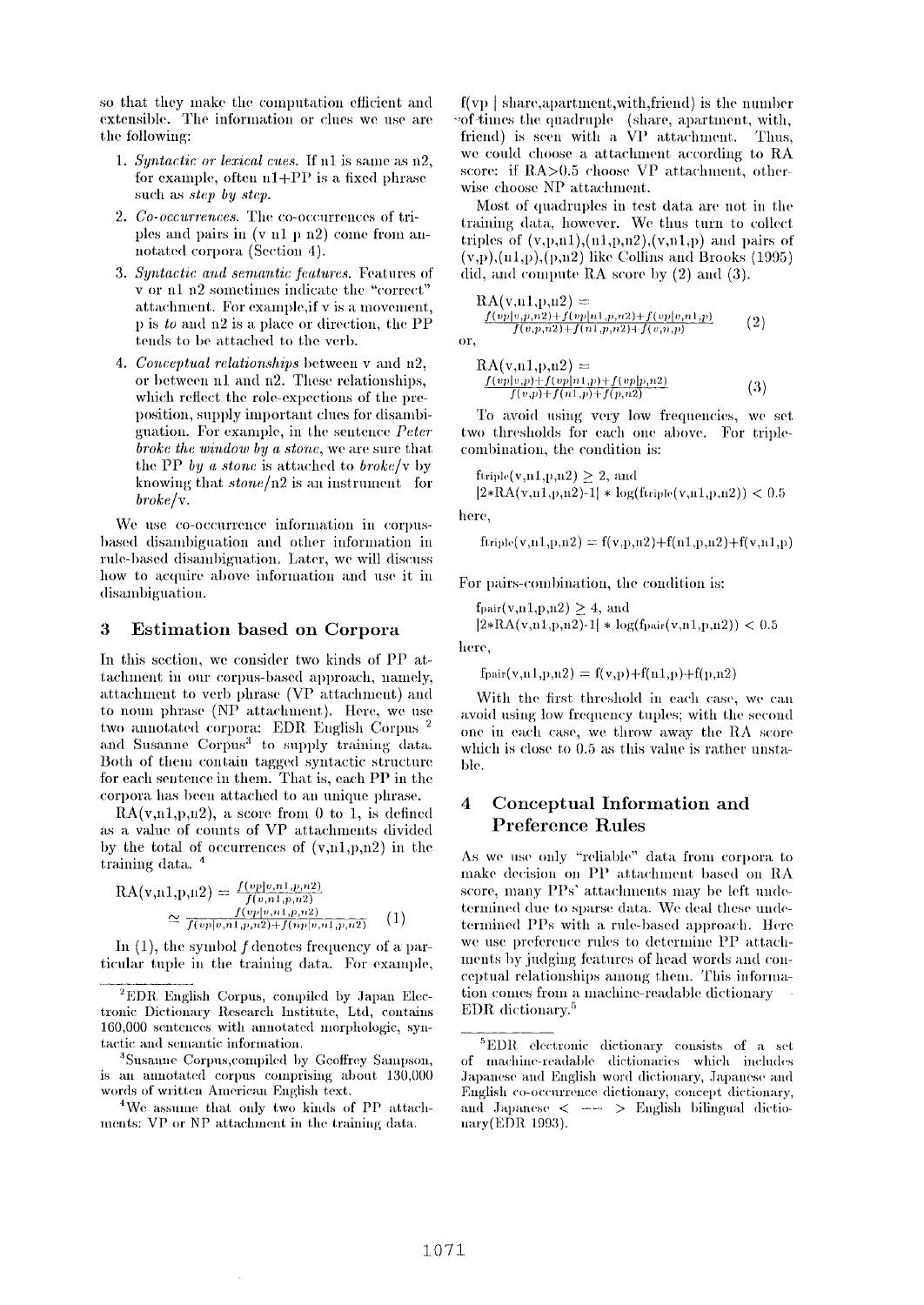so that they make the computation efficient and extensible. The information or clues we use are the following:

1. *Syntactic or lexical cues.* If n1 is same as n2, for example, often n1+PP is a fixed phrase such as *step by step*.
2. *Co-occurrences.* The co-occurrences of triples and pairs in (v n1 p n2) come from annotated corpora (Section 4).
3. *Syntactic and semantic features.* Features of v or n1 n2 sometimes indicate the "correct" attachment. For example,if v is a movement, p is *to* and n2 is a place or direction, the PP tends to be attached to the verb.
4. *Conceptual relationships* between v and n2, or between n1 and n2. These relationships, which reflect the role-expectations of the preposition, supply important clues for disambiguation. For example, in the sentence *Peter broke the window by a stone*, we are sure that the PP *by a stone* is attached to *broke*/v by knowing that *stone*/n2 is an instrument for *broke*/v.

We use co-occurrence information in corpus-based disambiguation and other information in rule-based disambiguation. Later, we will discuss how to acquire above information and use it in disambiguation.

## 3 Estimation based on Corpora

In this section, we consider two kinds of PP attachment in our corpus-based approach, namely, attachment to verb phrase (VP attachment) and to noun phrase (NP attachment). Here, we use two annotated corpora: EDR English Corpus [2] and Susanne Corpus[3] to supply training data. Both of them contain tagged syntactic structure for each sentence in them. That is, each PP in the corpora has been attached to an unique phrase.

RA(v,n1,p,n2), a score from 0 to 1, is defined as a value of counts of VP attachments divided by the total of occurrences of (v,n1,p,n2) in the training data. [4]

$$RA(v,n1,p,n2) = \frac{f(vp|v,n1,p,n2)}{f(v,n1,p,n2)} \simeq \frac{f(vp|v,n1,p,n2)}{f(vp|v,n1,p,n2)+f(np|v,n1,p,n2)} \quad (1)$$

In (1), the symbol *f* denotes frequency of a particular tuple in the training data. For example, f(vp | share,apartment,with,friend) is the number of times the quadruple (share, apartment, with, friend) is seen with a VP attachment. Thus, we could choose a attachment according to RA score: if RA>0.5 choose VP attachment, otherwise choose NP attachment.

Most of quadruples in test data are not in the training data, however. We thus turn to collect triples of (v,p,n1),(n1,p,n2),(v,n1,p) and pairs of (v,p),(n1,p),(p,n2) like Collins and Brooks (1995) did, and compute RA score by (2) and (3).

$$RA(v,n1,p,n2) = \frac{f(vp|v,p,n2)+f(vp|n1,p,n2)+f(vp|v,n1,p)}{f(v,p,n2)+f(n1,p,n2)+f(v,n,p)} \quad (2)$$

or,

$$RA(v,n1,p,n2) = \frac{f(vp|v,p)+f(vp|n1,p)+f(vp|p,n2)}{f(v,p)+f(n1,p)+f(p,n2)} \quad (3)$$

To avoid using very low frequencies, we set two thresholds for each one above. For triple-combination, the condition is:

$f_{triple}(v,n1,p,n2) \geq 2$, and
$|2*RA(v,n1,p,n2)-1| * \log(f_{triple}(v,n1,p,n2)) < 0.5$

here,

$f_{triple}(v,n1,p,n2) = f(v,p,n2)+f(n1,p,n2)+f(v,n1,p)$

For pairs-combination, the condition is:

$f_{pair}(v,n1,p,n2) \geq 4$, and
$|2*RA(v,n1,p,n2)-1| * \log(f_{pair}(v,n1,p,n2)) < 0.5$

here,

$f_{pair}(v,n1,p,n2) = f(v,p)+f(n1,p)+f(p,n2)$

With the first threshold in each case, we can avoid using low frequency tuples; with the second one in each case, we throw away the RA score which is close to 0.5 as this value is rather unstable.

## 4 Conceptual Information and Preference Rules

As we use only "reliable" data from corpora to make decision on PP attachment based on RA score, many PPs' attachments may be left undetermined due to sparse data. We deal these undetermined PPs with a rule-based approach. Here we use preference rules to determine PP attachments by judging features of head words and conceptual relationships among them. This information comes from a machine-readable dictionary EDR dictionary.[5]

---

[2] EDR English Corpus, compiled by Japan Electronic Dictionary Research Institute, Ltd, contains 160,000 sentences with annotated morphologic, syntactic and semantic information.

[3] Susanne Corpus,compiled by Geoffrey Sampson, is an annotated corpus comprising about 130,000 words of written American English text.

[4] We assume that only two kinds of PP attachments: VP or NP attachment in the training data.

[5] EDR electronic dictionary consists of a set of machine-readable dictionaries which includes Japanese and English word dictionary, Japanese and English co-occurrence dictionary, concept dictionary, and Japanese < --- > English bilingual dictionary(EDR 1993).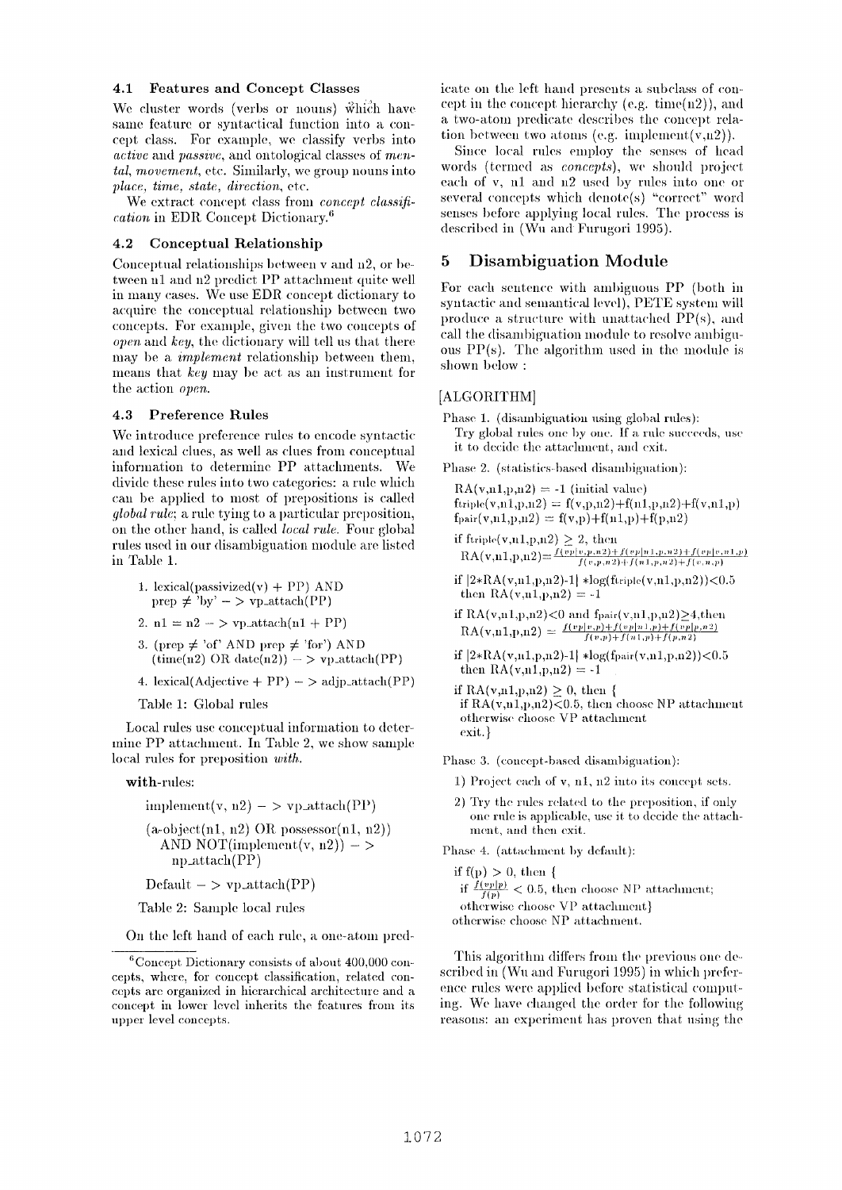### 4.1 Features and Concept Classes

We cluster words (verbs or nouns) which have same feature or syntactical function into a concept class. For example, we classify verbs into *active* and *passive*, and ontological classes of *mental*, *movement*, etc. Similarly, we group nouns into *place*, *time*, *state*, *direction*, etc.

We extract concept class from *concept classification* in EDR Concept Dictionary.[6]

### 4.2 Conceptual Relationship

Conceptual relationships between v and n2, or between n1 and n2 predict PP attachment quite well in many cases. We use EDR concept dictionary to acquire the conceptual relationship between two concepts. For example, given the two concepts of *open* and *key*, the dictionary will tell us that there may be a *implement* relationship between them, means that *key* may be act as an instrument for the action *open*.

### 4.3 Preference Rules

We introduce preference rules to encode syntactic and lexical clues, as well as clues from conceptual information to determine PP attachments. We divide these rules into two categories: a rule which can be applied to most of prepositions is called *global rule*; a rule tying to a particular preposition, on the other hand, is called *local rule*. Four global rules used in our disambiguation module are listed in Table 1.

1. lexical(passivized(v) + PP) AND prep ≠ 'by' – > vp_attach(PP)
2. n1 = n2 – > vp_attach(n1 + PP)
3. (prep ≠ 'of' AND prep ≠ 'for') AND (time(n2) OR date(n2)) – > vp_attach(PP)
4. lexical(Adjective + PP) – > adjp_attach(PP)

Table 1: Global rules

Local rules use conceptual information to determine PP attachment. In Table 2, we show sample local rules for preposition *with*.

**with**-rules:

implement(v, n2) – > vp_attach(PP)

(a-object(n1, n2) OR possessor(n1, n2)) AND NOT(implement(v, n2)) – > np_attach(PP)

Default – > vp_attach(PP)

Table 2: Sample local rules

On the left hand of each rule, a one-atom predicate on the left hand presents a subclass of concept in the concept hierarchy (e.g. time(n2)), and a two-atom predicate describes the concept relation between two atoms (e.g. implement(v,n2)).

Since local rules employ the senses of head words (termed as *concepts*), we should project each of v, n1 and n2 used by rules into one or several concepts which denote(s) "correct" word senses before applying local rules. The process is described in (Wu and Furugori 1995).

## 5 Disambiguation Module

For each sentence with ambiguous PP (both in syntactic and semantical level), PETE system will produce a structure with unattached PP(s), and call the disambiguation module to resolve ambiguous PP(s). The algorithm used in the module is shown below :

[ALGORITHM]

Phase 1. (disambiguation using global rules):
Try global rules one by one. If a rule succeeds, use it to decide the attachment, and exit.

Phase 2. (statistics-based disambiguation):

RA(v,n1,p,n2) = -1 (initial value)

$f_{triple}(v,n1,p,n2) = f(v,p,n2)+f(n1,p,n2)+f(v,n1,p)$

$f_{pair}(v,n1,p,n2) = f(v,p)+f(n1,p)+f(p,n2)$

if $f_{triple}(v,n1,p,n2) \geq 2$, then
$RA(v,n1,p,n2) = \frac{f(vp|v,p,n2)+f(vp|n1,p,n2)+f(vp|v,n1,p)}{f(v,p,n2)+f(n1,p,n2)+f(v,n,p)}$

if $|2*RA(v,n1,p,n2)-1| * \log(f_{triple}(v,n1,p,n2)) < 0.5$ then RA(v,n1,p,n2) = -1

if RA(v,n1,p,n2)<0 and $f_{pair}(v,n1,p,n2) \geq 4$, then
$RA(v,n1,p,n2) = \frac{f(vp|v,p)+f(vp|n1,p)+f(vp|p,n2)}{f(v,p)+f(n1,p)+f(p,n2)}$

if $|2*RA(v,n1,p,n2)-1| * \log(f_{pair}(v,n1,p,n2)) < 0.5$ then RA(v,n1,p,n2) = -1

if RA(v,n1,p,n2) ≥ 0, then {
if RA(v,n1,p,n2)<0.5, then choose NP attachment otherwise choose VP attachment
exit.}

Phase 3. (concept-based disambiguation):

1) Project each of v, n1, n2 into its concept sets.
2) Try the rules related to the preposition, if only one rule is applicable, use it to decide the attachment, and then exit.

Phase 4. (attachment by default):

if f(p) > 0, then {
if $\frac{f(vp|p)}{f(p)} < 0.5$, then choose NP attachment;
otherwise choose VP attachment}
otherwise choose NP attachment.

This algorithm differs from the previous one described in (Wu and Furugori 1995) in which preference rules were applied before statistical computing. We have changed the order for the following reasons: an experiment has proven that using the

[6] Concept Dictionary consists of about 400,000 concepts, where, for concept classification, related concepts are organized in hierarchical architecture and a concept in lower level inherits the features from its upper level concepts.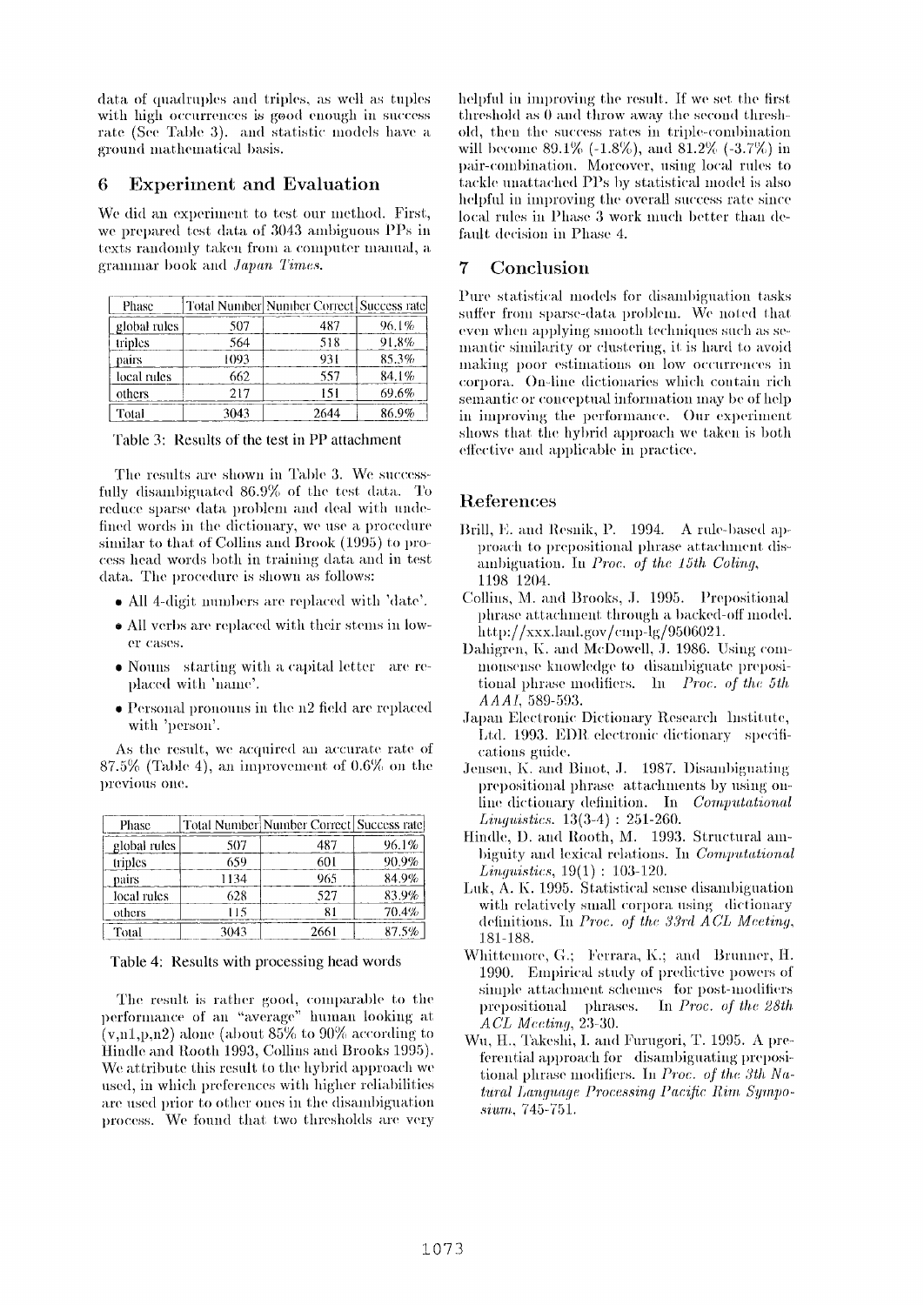data of quadruples and triples, as well as tuples with high occurrences is good enough in success rate (See Table 3). and statistic models have a ground mathematical basis.

## 6 Experiment and Evaluation

We did an experiment to test our method. First, we prepared test data of 3043 ambiguous PPs in texts randomly taken from a computer manual, a grammar book and *Japan Times*.

| Phase | Total Number | Number Correct | Success rate |
|---|---|---|---|
| global rules | 507 | 487 | 96.1% |
| triples | 564 | 518 | 91.8% |
| pairs | 1093 | 931 | 85.3% |
| local rules | 662 | 557 | 84.1% |
| others | 217 | 151 | 69.6% |
| Total | 3043 | 2644 | 86.9% |

Table 3: Results of the test in PP attachment

The results are shown in Table 3. We successfully disambiguated 86.9% of the test data. To reduce sparse data problem and deal with undefined words in the dictionary, we use a procedure similar to that of Collins and Brook (1995) to process head words both in training data and in test data. The procedure is shown as follows:

- All 4-digit numbers are replaced with 'date'.
- All verbs are replaced with their stems in lower cases.
- Nouns starting with a capital letter are replaced with 'name'.
- Personal pronouns in the n2 field are replaced with 'person'.

As the result, we acquired an accurate rate of 87.5% (Table 4), an improvement of 0.6% on the previous one.

| Phase | Total Number | Number Correct | Success rate |
|---|---|---|---|
| global rules | 507 | 487 | 96.1% |
| triples | 659 | 601 | 90.9% |
| pairs | 1134 | 965 | 84.9% |
| local rules | 628 | 527 | 83.9% |
| others | 115 | 81 | 70.4% |
| Total | 3043 | 2661 | 87.5% |

Table 4: Results with processing head words

The result is rather good, comparable to the performance of an "average" human looking at (v,n1,p,n2) alone (about 85% to 90% according to Hindle and Rooth 1993, Collins and Brooks 1995). We attribute this result to the hybrid approach we used, in which preferences with higher reliabilities are used prior to other ones in the disambiguation process. We found that two thresholds are very helpful in improving the result. If we set the first threshold as 0 and throw away the second threshold, then the success rates in triple-combination will become 89.1% (-1.8%), and 81.2% (-3.7%) in pair-combination. Moreover, using local rules to tackle unattached PPs by statistical model is also helpful in improving the overall success rate since local rules in Phase 3 work much better than default decision in Phase 4.

## 7 Conclusion

Pure statistical models for disambiguation tasks suffer from sparse-data problem. We noted that even when applying smooth techniques such as semantic similarity or clustering, it is hard to avoid making poor estimations on low occurrences in corpora. On-line dictionaries which contain rich semantic or conceptual information may be of help in improving the performance. Our experiment shows that the hybrid approach we taken is both effective and applicable in practice.

## References

Brill, E. and Resnik, P. 1994. A rule-based approach to prepositional phrase attachment disambiguation. In *Proc. of the 15th Coling*, 1198-1204.

Collins, M. and Brooks, J. 1995. Prepositional phrase attachment through a backed-off model. http://xxx.lanl.gov/cmp-lg/9506021.

Dahlgren, K. and McDowell, J. 1986. Using commonsense knowledge to disambiguate prepositional phrase modifiers. In *Proc. of the 5th AAAI*, 589-593.

Japan Electronic Dictionary Research Institute, Ltd. 1993. EDR electronic dictionary specifications guide.

Jensen, K. and Binot, J. 1987. Disambiguating prepositional phrase attachments by using online dictionary definition. In *Computational Linguistics*. 13(3-4) : 251-260.

Hindle, D. and Rooth, M. 1993. Structural ambiguity and lexical relations. In *Computational Linguistics*, 19(1) : 103-120.

Luk, A. K. 1995. Statistical sense disambiguation with relatively small corpora using dictionary definitions. In *Proc. of the 33rd ACL Meeting*, 181-188.

Whittemore, G.; Ferrara, K.; and Brunner, H. 1990. Empirical study of predictive powers of simple attachment schemes for post-modifiers prepositional phrases. In *Proc. of the 28th ACL Meeting*, 23-30.

Wu, H., Takeshi, I. and Furugori, T. 1995. A preferential approach for disambiguating prepositional phrase modifiers. In *Proc. of the 3th Natural Language Processing Pacific Rim Symposium*, 745-751.